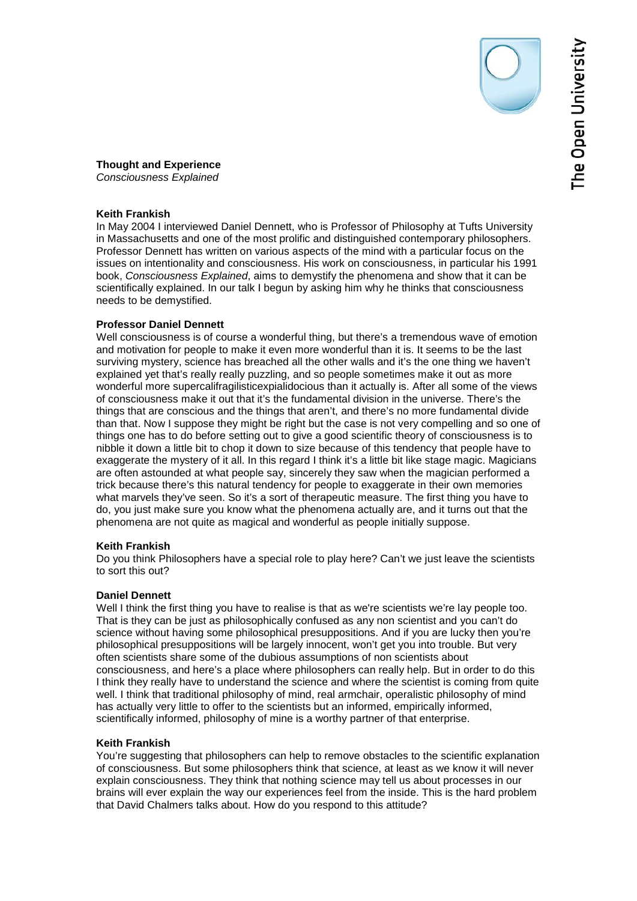**Thought and Experience**
*Consciousness Explained*

**Keith Frankish**
In May 2004 I interviewed Daniel Dennett, who is Professor of Philosophy at Tufts University in Massachusetts and one of the most prolific and distinguished contemporary philosophers. Professor Dennett has written on various aspects of the mind with a particular focus on the issues on intentionality and consciousness. His work on consciousness, in particular his 1991 book, *Consciousness Explained*, aims to demystify the phenomena and show that it can be scientifically explained. In our talk I begun by asking him why he thinks that consciousness needs to be demystified.

**Professor Daniel Dennett**
Well consciousness is of course a wonderful thing, but there's a tremendous wave of emotion and motivation for people to make it even more wonderful than it is. It seems to be the last surviving mystery, science has breached all the other walls and it's the one thing we haven't explained yet that's really really puzzling, and so people sometimes make it out as more wonderful more supercalifragilisticexpialidocious than it actually is. After all some of the views of consciousness make it out that it's the fundamental division in the universe. There's the things that are conscious and the things that aren't, and there's no more fundamental divide than that. Now I suppose they might be right but the case is not very compelling and so one of things one has to do before setting out to give a good scientific theory of consciousness is to nibble it down a little bit to chop it down to size because of this tendency that people have to exaggerate the mystery of it all. In this regard I think it's a little bit like stage magic. Magicians are often astounded at what people say, sincerely they saw when the magician performed a trick because there's this natural tendency for people to exaggerate in their own memories what marvels they've seen. So it's a sort of therapeutic measure. The first thing you have to do, you just make sure you know what the phenomena actually are, and it turns out that the phenomena are not quite as magical and wonderful as people initially suppose.

**Keith Frankish**
Do you think Philosophers have a special role to play here? Can't we just leave the scientists to sort this out?

**Daniel Dennett**
Well I think the first thing you have to realise is that as we're scientists we're lay people too. That is they can be just as philosophically confused as any non scientist and you can't do science without having some philosophical presuppositions. And if you are lucky then you're philosophical presuppositions will be largely innocent, won't get you into trouble. But very often scientists share some of the dubious assumptions of non scientists about consciousness, and here's a place where philosophers can really help. But in order to do this I think they really have to understand the science and where the scientist is coming from quite well. I think that traditional philosophy of mind, real armchair, operalistic philosophy of mind has actually very little to offer to the scientists but an informed, empirically informed, scientifically informed, philosophy of mine is a worthy partner of that enterprise.

**Keith Frankish**
You're suggesting that philosophers can help to remove obstacles to the scientific explanation of consciousness. But some philosophers think that science, at least as we know it will never explain consciousness. They think that nothing science may tell us about processes in our brains will ever explain the way our experiences feel from the inside. This is the hard problem that David Chalmers talks about. How do you respond to this attitude?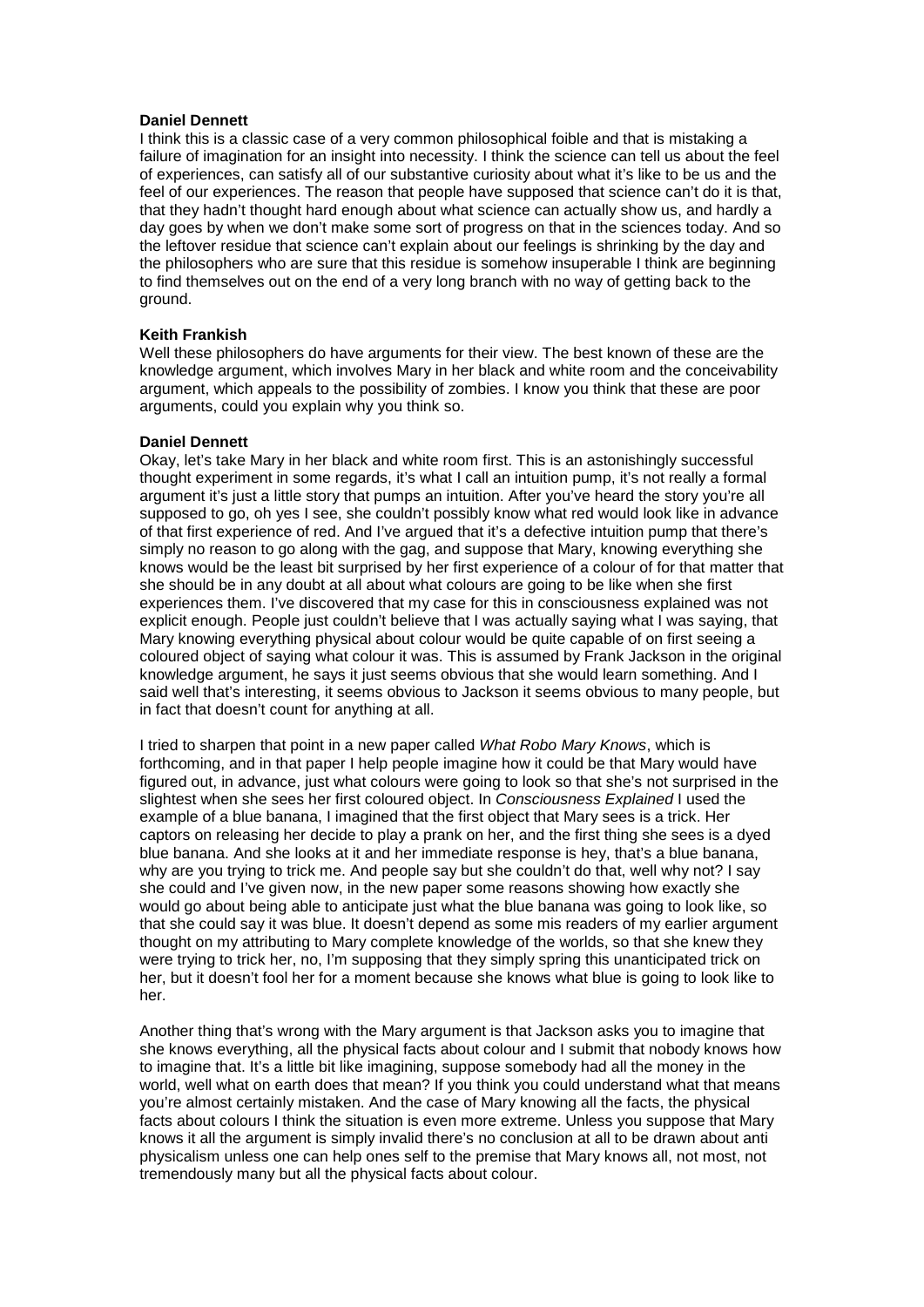**Daniel Dennett**
I think this is a classic case of a very common philosophical foible and that is mistaking a failure of imagination for an insight into necessity. I think the science can tell us about the feel of experiences, can satisfy all of our substantive curiosity about what it's like to be us and the feel of our experiences. The reason that people have supposed that science can't do it is that, that they hadn't thought hard enough about what science can actually show us, and hardly a day goes by when we don't make some sort of progress on that in the sciences today. And so the leftover residue that science can't explain about our feelings is shrinking by the day and the philosophers who are sure that this residue is somehow insuperable I think are beginning to find themselves out on the end of a very long branch with no way of getting back to the ground.

**Keith Frankish**
Well these philosophers do have arguments for their view. The best known of these are the knowledge argument, which involves Mary in her black and white room and the conceivability argument, which appeals to the possibility of zombies. I know you think that these are poor arguments, could you explain why you think so.

**Daniel Dennett**
Okay, let's take Mary in her black and white room first. This is an astonishingly successful thought experiment in some regards, it's what I call an intuition pump, it's not really a formal argument it's just a little story that pumps an intuition. After you've heard the story you're all supposed to go, oh yes I see, she couldn't possibly know what red would look like in advance of that first experience of red. And I've argued that it's a defective intuition pump that there's simply no reason to go along with the gag, and suppose that Mary, knowing everything she knows would be the least bit surprised by her first experience of a colour of for that matter that she should be in any doubt at all about what colours are going to be like when she first experiences them. I've discovered that my case for this in consciousness explained was not explicit enough. People just couldn't believe that I was actually saying what I was saying, that Mary knowing everything physical about colour would be quite capable of on first seeing a coloured object of saying what colour it was. This is assumed by Frank Jackson in the original knowledge argument, he says it just seems obvious that she would learn something. And I said well that's interesting, it seems obvious to Jackson it seems obvious to many people, but in fact that doesn't count for anything at all.

I tried to sharpen that point in a new paper called *What Robo Mary Knows*, which is forthcoming, and in that paper I help people imagine how it could be that Mary would have figured out, in advance, just what colours were going to look so that she's not surprised in the slightest when she sees her first coloured object. In *Consciousness Explained* I used the example of a blue banana, I imagined that the first object that Mary sees is a trick. Her captors on releasing her decide to play a prank on her, and the first thing she sees is a dyed blue banana. And she looks at it and her immediate response is hey, that's a blue banana, why are you trying to trick me. And people say but she couldn't do that, well why not? I say she could and I've given now, in the new paper some reasons showing how exactly she would go about being able to anticipate just what the blue banana was going to look like, so that she could say it was blue. It doesn't depend as some mis readers of my earlier argument thought on my attributing to Mary complete knowledge of the worlds, so that she knew they were trying to trick her, no, I'm supposing that they simply spring this unanticipated trick on her, but it doesn't fool her for a moment because she knows what blue is going to look like to her.

Another thing that's wrong with the Mary argument is that Jackson asks you to imagine that she knows everything, all the physical facts about colour and I submit that nobody knows how to imagine that. It's a little bit like imagining, suppose somebody had all the money in the world, well what on earth does that mean? If you think you could understand what that means you're almost certainly mistaken. And the case of Mary knowing all the facts, the physical facts about colours I think the situation is even more extreme. Unless you suppose that Mary knows it all the argument is simply invalid there's no conclusion at all to be drawn about anti physicalism unless one can help ones self to the premise that Mary knows all, not most, not tremendously many but all the physical facts about colour.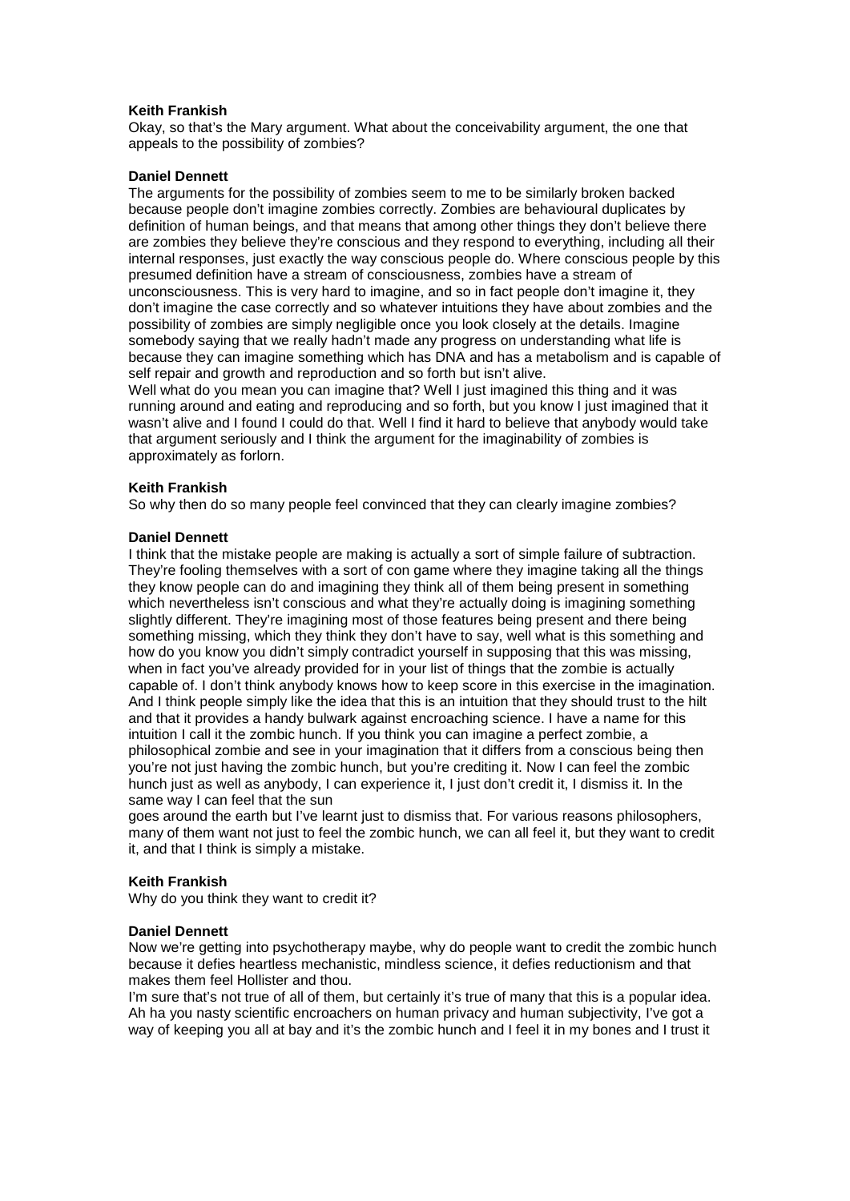**Keith Frankish**

Okay, so that's the Mary argument. What about the conceivability argument, the one that appeals to the possibility of zombies?

**Daniel Dennett**

The arguments for the possibility of zombies seem to me to be similarly broken backed because people don't imagine zombies correctly. Zombies are behavioural duplicates by definition of human beings, and that means that among other things they don't believe there are zombies they believe they're conscious and they respond to everything, including all their internal responses, just exactly the way conscious people do. Where conscious people by this presumed definition have a stream of consciousness, zombies have a stream of unconsciousness. This is very hard to imagine, and so in fact people don't imagine it, they don't imagine the case correctly and so whatever intuitions they have about zombies and the possibility of zombies are simply negligible once you look closely at the details. Imagine somebody saying that we really hadn't made any progress on understanding what life is because they can imagine something which has DNA and has a metabolism and is capable of self repair and growth and reproduction and so forth but isn't alive.

Well what do you mean you can imagine that? Well I just imagined this thing and it was running around and eating and reproducing and so forth, but you know I just imagined that it wasn't alive and I found I could do that. Well I find it hard to believe that anybody would take that argument seriously and I think the argument for the imaginability of zombies is approximately as forlorn.

**Keith Frankish**

So why then do so many people feel convinced that they can clearly imagine zombies?

**Daniel Dennett**

I think that the mistake people are making is actually a sort of simple failure of subtraction. They're fooling themselves with a sort of con game where they imagine taking all the things they know people can do and imagining they think all of them being present in something which nevertheless isn't conscious and what they're actually doing is imagining something slightly different. They're imagining most of those features being present and there being something missing, which they think they don't have to say, well what is this something and how do you know you didn't simply contradict yourself in supposing that this was missing, when in fact you've already provided for in your list of things that the zombie is actually capable of. I don't think anybody knows how to keep score in this exercise in the imagination. And I think people simply like the idea that this is an intuition that they should trust to the hilt and that it provides a handy bulwark against encroaching science. I have a name for this intuition I call it the zombic hunch. If you think you can imagine a perfect zombie, a philosophical zombie and see in your imagination that it differs from a conscious being then you're not just having the zombic hunch, but you're crediting it. Now I can feel the zombic hunch just as well as anybody, I can experience it, I just don't credit it, I dismiss it. In the same way I can feel that the sun goes around the earth but I've learnt just to dismiss that. For various reasons philosophers, many of them want not just to feel the zombic hunch, we can all feel it, but they want to credit it, and that I think is simply a mistake.

**Keith Frankish**

Why do you think they want to credit it?

**Daniel Dennett**

Now we're getting into psychotherapy maybe, why do people want to credit the zombic hunch because it defies heartless mechanistic, mindless science, it defies reductionism and that makes them feel Hollister and thou.

I'm sure that's not true of all of them, but certainly it's true of many that this is a popular idea. Ah ha you nasty scientific encroachers on human privacy and human subjectivity, I've got a way of keeping you all at bay and it's the zombic hunch and I feel it in my bones and I trust it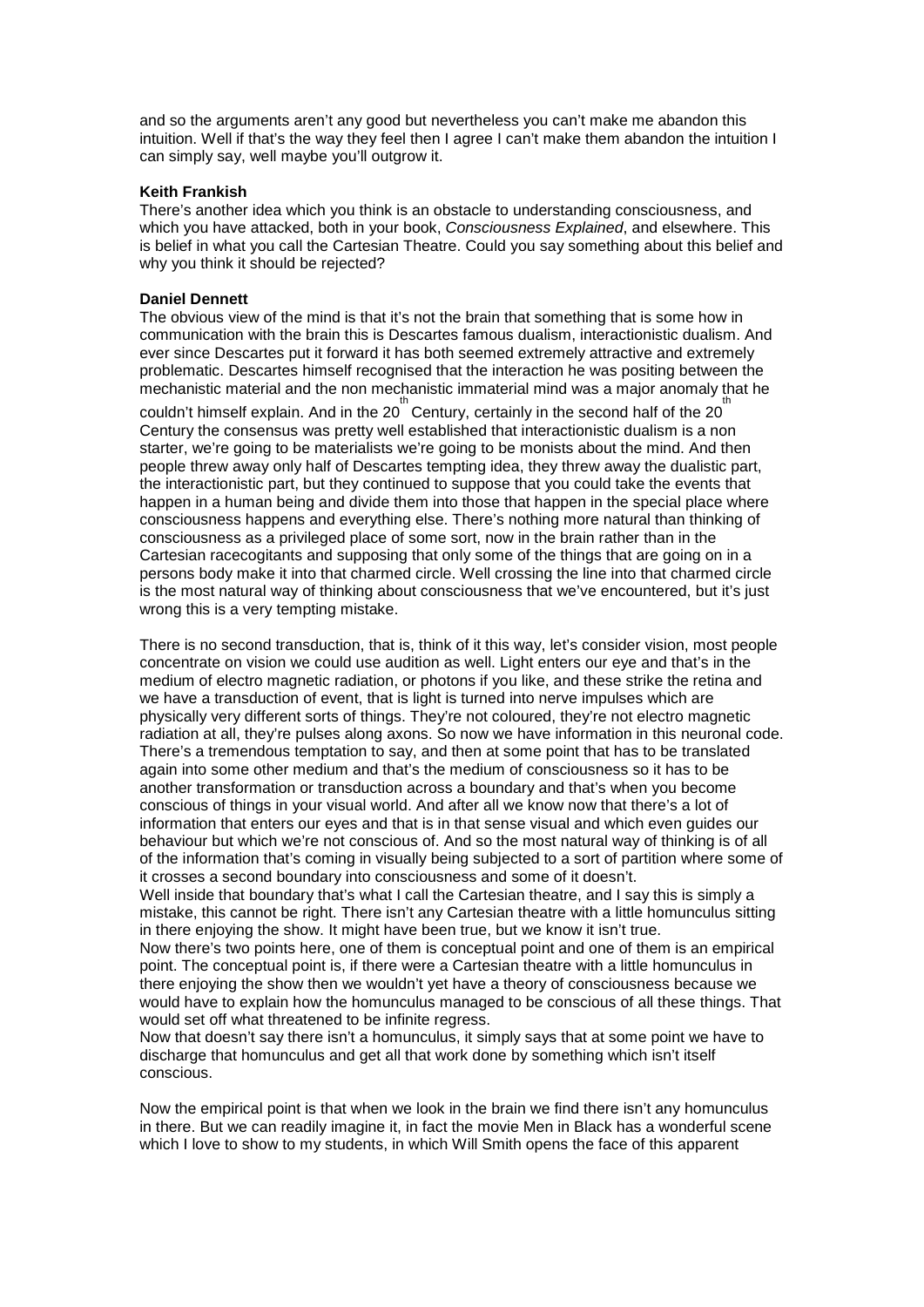and so the arguments aren't any good but nevertheless you can't make me abandon this intuition. Well if that's the way they feel then I agree I can't make them abandon the intuition I can simply say, well maybe you'll outgrow it.

**Keith Frankish**
There's another idea which you think is an obstacle to understanding consciousness, and which you have attacked, both in your book, *Consciousness Explained*, and elsewhere. This is belief in what you call the Cartesian Theatre. Could you say something about this belief and why you think it should be rejected?

**Daniel Dennett**
The obvious view of the mind is that it's not the brain that something that is some how in communication with the brain this is Descartes famous dualism, interactionistic dualism. And ever since Descartes put it forward it has both seemed extremely attractive and extremely problematic. Descartes himself recognised that the interaction he was positing between the mechanistic material and the non mechanistic immaterial mind was a major anomaly that he couldn't himself explain. And in the 20th Century, certainly in the second half of the 20th Century the consensus was pretty well established that interactionistic dualism is a non starter, we're going to be materialists we're going to be monists about the mind. And then people threw away only half of Descartes tempting idea, they threw away the dualistic part, the interactionistic part, but they continued to suppose that you could take the events that happen in a human being and divide them into those that happen in the special place where consciousness happens and everything else. There's nothing more natural than thinking of consciousness as a privileged place of some sort, now in the brain rather than in the Cartesian racecogitants and supposing that only some of the things that are going on in a persons body make it into that charmed circle. Well crossing the line into that charmed circle is the most natural way of thinking about consciousness that we've encountered, but it's just wrong this is a very tempting mistake.

There is no second transduction, that is, think of it this way, let's consider vision, most people concentrate on vision we could use audition as well. Light enters our eye and that's in the medium of electro magnetic radiation, or photons if you like, and these strike the retina and we have a transduction of event, that is light is turned into nerve impulses which are physically very different sorts of things. They're not coloured, they're not electro magnetic radiation at all, they're pulses along axons. So now we have information in this neuronal code. There's a tremendous temptation to say, and then at some point that has to be translated again into some other medium and that's the medium of consciousness so it has to be another transformation or transduction across a boundary and that's when you become conscious of things in your visual world. And after all we know now that there's a lot of information that enters our eyes and that is in that sense visual and which even guides our behaviour but which we're not conscious of. And so the most natural way of thinking is of all of the information that's coming in visually being subjected to a sort of partition where some of it crosses a second boundary into consciousness and some of it doesn't.
Well inside that boundary that's what I call the Cartesian theatre, and I say this is simply a mistake, this cannot be right. There isn't any Cartesian theatre with a little homunculus sitting in there enjoying the show. It might have been true, but we know it isn't true.
Now there's two points here, one of them is conceptual point and one of them is an empirical point. The conceptual point is, if there were a Cartesian theatre with a little homunculus in there enjoying the show then we wouldn't yet have a theory of consciousness because we would have to explain how the homunculus managed to be conscious of all these things. That would set off what threatened to be infinite regress.
Now that doesn't say there isn't a homunculus, it simply says that at some point we have to discharge that homunculus and get all that work done by something which isn't itself conscious.

Now the empirical point is that when we look in the brain we find there isn't any homunculus in there. But we can readily imagine it, in fact the movie Men in Black has a wonderful scene which I love to show to my students, in which Will Smith opens the face of this apparent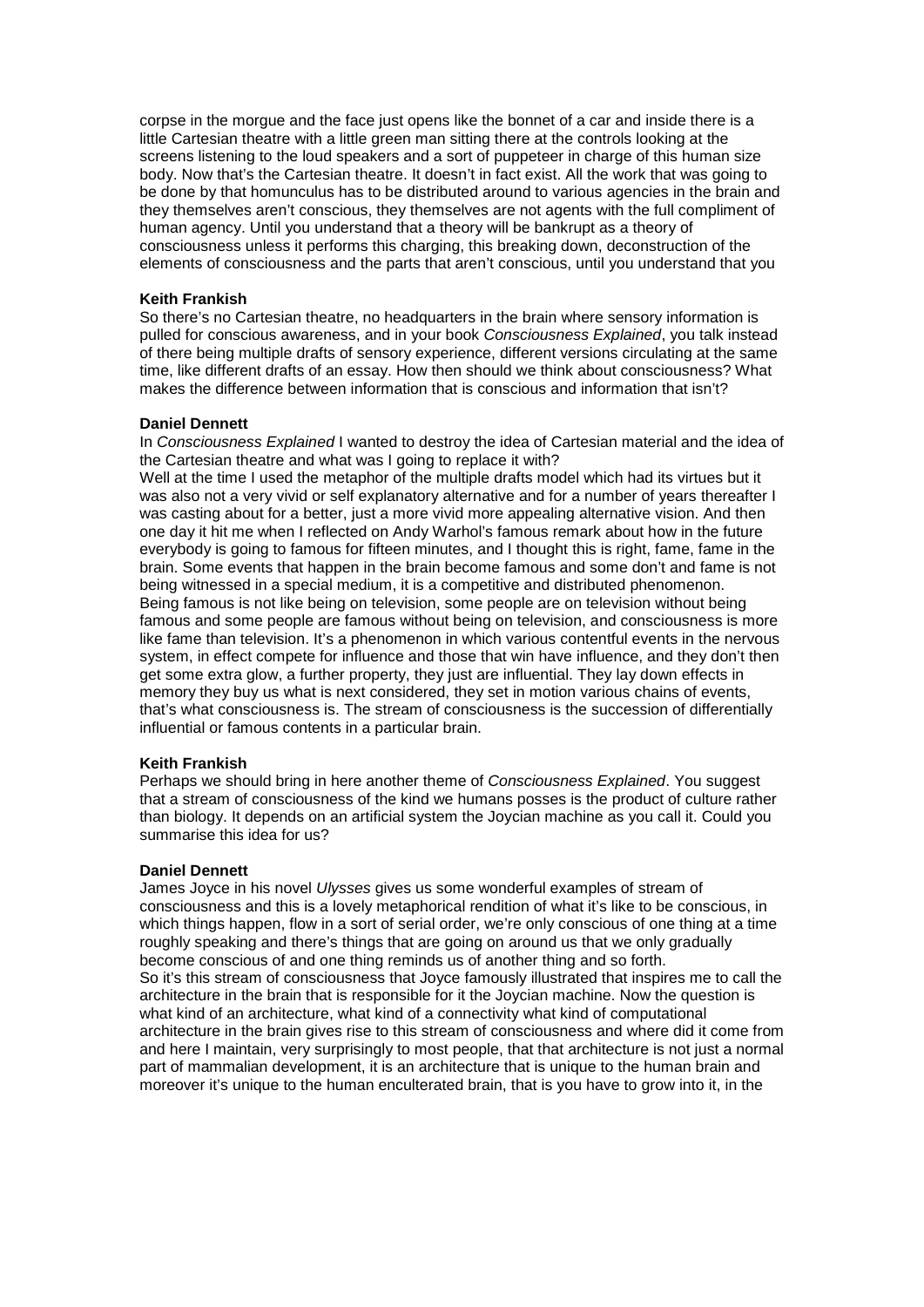corpse in the morgue and the face just opens like the bonnet of a car and inside there is a little Cartesian theatre with a little green man sitting there at the controls looking at the screens listening to the loud speakers and a sort of puppeteer in charge of this human size body. Now that's the Cartesian theatre. It doesn't in fact exist. All the work that was going to be done by that homunculus has to be distributed around to various agencies in the brain and they themselves aren't conscious, they themselves are not agents with the full compliment of human agency. Until you understand that a theory will be bankrupt as a theory of consciousness unless it performs this charging, this breaking down, deconstruction of the elements of consciousness and the parts that aren't conscious, until you understand that you

**Keith Frankish**
So there's no Cartesian theatre, no headquarters in the brain where sensory information is pulled for conscious awareness, and in your book *Consciousness Explained*, you talk instead of there being multiple drafts of sensory experience, different versions circulating at the same time, like different drafts of an essay. How then should we think about consciousness? What makes the difference between information that is conscious and information that isn't?

**Daniel Dennett**
In *Consciousness Explained* I wanted to destroy the idea of Cartesian material and the idea of the Cartesian theatre and what was I going to replace it with?
Well at the time I used the metaphor of the multiple drafts model which had its virtues but it was also not a very vivid or self explanatory alternative and for a number of years thereafter I was casting about for a better, just a more vivid more appealing alternative vision. And then one day it hit me when I reflected on Andy Warhol's famous remark about how in the future everybody is going to famous for fifteen minutes, and I thought this is right, fame, fame in the brain. Some events that happen in the brain become famous and some don't and fame is not being witnessed in a special medium, it is a competitive and distributed phenomenon.
Being famous is not like being on television, some people are on television without being famous and some people are famous without being on television, and consciousness is more like fame than television. It's a phenomenon in which various contentful events in the nervous system, in effect compete for influence and those that win have influence, and they don't then get some extra glow, a further property, they just are influential. They lay down effects in memory they buy us what is next considered, they set in motion various chains of events, that's what consciousness is. The stream of consciousness is the succession of differentially influential or famous contents in a particular brain.

**Keith Frankish**
Perhaps we should bring in here another theme of *Consciousness Explained*. You suggest that a stream of consciousness of the kind we humans posses is the product of culture rather than biology. It depends on an artificial system the Joycian machine as you call it. Could you summarise this idea for us?

**Daniel Dennett**
James Joyce in his novel *Ulysses* gives us some wonderful examples of stream of consciousness and this is a lovely metaphorical rendition of what it's like to be conscious, in which things happen, flow in a sort of serial order, we're only conscious of one thing at a time roughly speaking and there's things that are going on around us that we only gradually become conscious of and one thing reminds us of another thing and so forth.
So it's this stream of consciousness that Joyce famously illustrated that inspires me to call the architecture in the brain that is responsible for it the Joycian machine. Now the question is what kind of an architecture, what kind of a connectivity what kind of computational architecture in the brain gives rise to this stream of consciousness and where did it come from and here I maintain, very surprisingly to most people, that that architecture is not just a normal part of mammalian development, it is an architecture that is unique to the human brain and moreover it's unique to the human enculterated brain, that is you have to grow into it, in the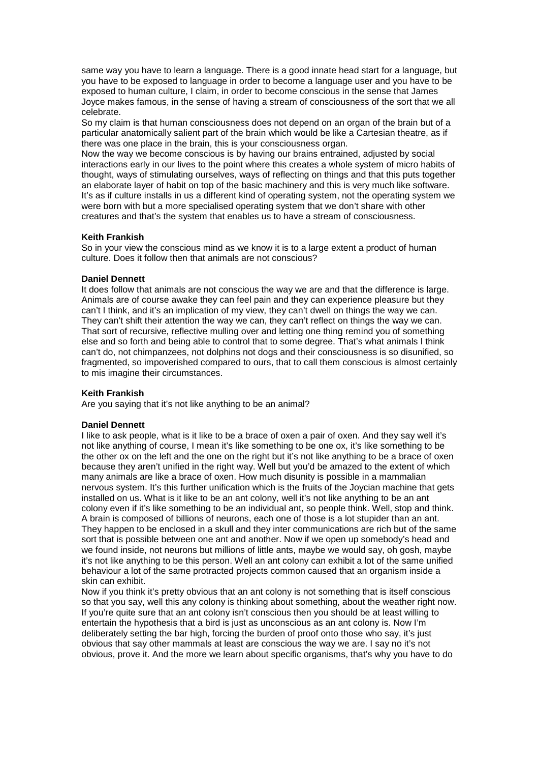same way you have to learn a language. There is a good innate head start for a language, but you have to be exposed to language in order to become a language user and you have to be exposed to human culture, I claim, in order to become conscious in the sense that James Joyce makes famous, in the sense of having a stream of consciousness of the sort that we all celebrate.

So my claim is that human consciousness does not depend on an organ of the brain but of a particular anatomically salient part of the brain which would be like a Cartesian theatre, as if there was one place in the brain, this is your consciousness organ.

Now the way we become conscious is by having our brains entrained, adjusted by social interactions early in our lives to the point where this creates a whole system of micro habits of thought, ways of stimulating ourselves, ways of reflecting on things and that this puts together an elaborate layer of habit on top of the basic machinery and this is very much like software. It's as if culture installs in us a different kind of operating system, not the operating system we were born with but a more specialised operating system that we don't share with other creatures and that's the system that enables us to have a stream of consciousness.

**Keith Frankish**

So in your view the conscious mind as we know it is to a large extent a product of human culture. Does it follow then that animals are not conscious?

**Daniel Dennett**

It does follow that animals are not conscious the way we are and that the difference is large. Animals are of course awake they can feel pain and they can experience pleasure but they can't I think, and it's an implication of my view, they can't dwell on things the way we can. They can't shift their attention the way we can, they can't reflect on things the way we can. That sort of recursive, reflective mulling over and letting one thing remind you of something else and so forth and being able to control that to some degree. That's what animals I think can't do, not chimpanzees, not dolphins not dogs and their consciousness is so disunified, so fragmented, so impoverished compared to ours, that to call them conscious is almost certainly to mis imagine their circumstances.

**Keith Frankish**

Are you saying that it's not like anything to be an animal?

**Daniel Dennett**

I like to ask people, what is it like to be a brace of oxen a pair of oxen. And they say well it's not like anything of course, I mean it's like something to be one ox, it's like something to be the other ox on the left and the one on the right but it's not like anything to be a brace of oxen because they aren't unified in the right way. Well but you'd be amazed to the extent of which many animals are like a brace of oxen. How much disunity is possible in a mammalian nervous system. It's this further unification which is the fruits of the Joycian machine that gets installed on us. What is it like to be an ant colony, well it's not like anything to be an ant colony even if it's like something to be an individual ant, so people think. Well, stop and think. A brain is composed of billions of neurons, each one of those is a lot stupider than an ant. They happen to be enclosed in a skull and they inter communications are rich but of the same sort that is possible between one ant and another. Now if we open up somebody's head and we found inside, not neurons but millions of little ants, maybe we would say, oh gosh, maybe it's not like anything to be this person. Well an ant colony can exhibit a lot of the same unified behaviour a lot of the same protracted projects common caused that an organism inside a skin can exhibit.

Now if you think it's pretty obvious that an ant colony is not something that is itself conscious so that you say, well this any colony is thinking about something, about the weather right now. If you're quite sure that an ant colony isn't conscious then you should be at least willing to entertain the hypothesis that a bird is just as unconscious as an ant colony is. Now I'm deliberately setting the bar high, forcing the burden of proof onto those who say, it's just obvious that say other mammals at least are conscious the way we are. I say no it's not obvious, prove it. And the more we learn about specific organisms, that's why you have to do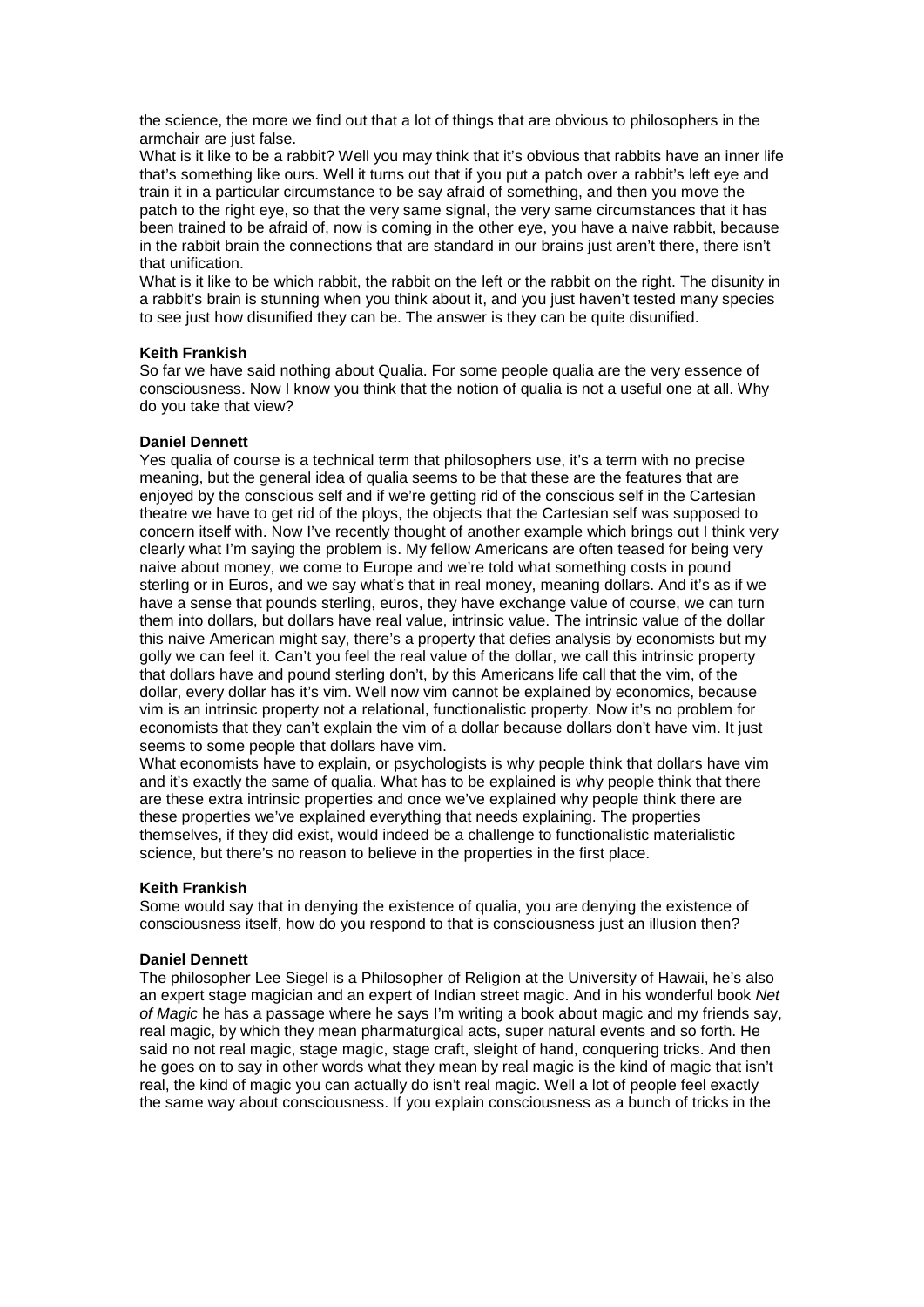the science, the more we find out that a lot of things that are obvious to philosophers in the armchair are just false.

What is it like to be a rabbit? Well you may think that it's obvious that rabbits have an inner life that's something like ours. Well it turns out that if you put a patch over a rabbit's left eye and train it in a particular circumstance to be say afraid of something, and then you move the patch to the right eye, so that the very same signal, the very same circumstances that it has been trained to be afraid of, now is coming in the other eye, you have a naive rabbit, because in the rabbit brain the connections that are standard in our brains just aren't there, there isn't that unification.

What is it like to be which rabbit, the rabbit on the left or the rabbit on the right. The disunity in a rabbit's brain is stunning when you think about it, and you just haven't tested many species to see just how disunified they can be. The answer is they can be quite disunified.

**Keith Frankish**

So far we have said nothing about Qualia. For some people qualia are the very essence of consciousness. Now I know you think that the notion of qualia is not a useful one at all. Why do you take that view?

**Daniel Dennett**

Yes qualia of course is a technical term that philosophers use, it's a term with no precise meaning, but the general idea of qualia seems to be that these are the features that are enjoyed by the conscious self and if we're getting rid of the conscious self in the Cartesian theatre we have to get rid of the ploys, the objects that the Cartesian self was supposed to concern itself with. Now I've recently thought of another example which brings out I think very clearly what I'm saying the problem is. My fellow Americans are often teased for being very naive about money, we come to Europe and we're told what something costs in pound sterling or in Euros, and we say what's that in real money, meaning dollars. And it's as if we have a sense that pounds sterling, euros, they have exchange value of course, we can turn them into dollars, but dollars have real value, intrinsic value. The intrinsic value of the dollar this naive American might say, there's a property that defies analysis by economists but my golly we can feel it. Can't you feel the real value of the dollar, we call this intrinsic property that dollars have and pound sterling don't, by this Americans life call that the vim, of the dollar, every dollar has it's vim. Well now vim cannot be explained by economics, because vim is an intrinsic property not a relational, functionalistic property. Now it's no problem for economists that they can't explain the vim of a dollar because dollars don't have vim. It just seems to some people that dollars have vim.

What economists have to explain, or psychologists is why people think that dollars have vim and it's exactly the same of qualia. What has to be explained is why people think that there are these extra intrinsic properties and once we've explained why people think there are these properties we've explained everything that needs explaining. The properties themselves, if they did exist, would indeed be a challenge to functionalistic materialistic science, but there's no reason to believe in the properties in the first place.

**Keith Frankish**

Some would say that in denying the existence of qualia, you are denying the existence of consciousness itself, how do you respond to that is consciousness just an illusion then?

**Daniel Dennett**

The philosopher Lee Siegel is a Philosopher of Religion at the University of Hawaii, he's also an expert stage magician and an expert of Indian street magic. And in his wonderful book *Net of Magic* he has a passage where he says I'm writing a book about magic and my friends say, real magic, by which they mean pharmaturgical acts, super natural events and so forth. He said no not real magic, stage magic, stage craft, sleight of hand, conquering tricks. And then he goes on to say in other words what they mean by real magic is the kind of magic that isn't real, the kind of magic you can actually do isn't real magic. Well a lot of people feel exactly the same way about consciousness. If you explain consciousness as a bunch of tricks in the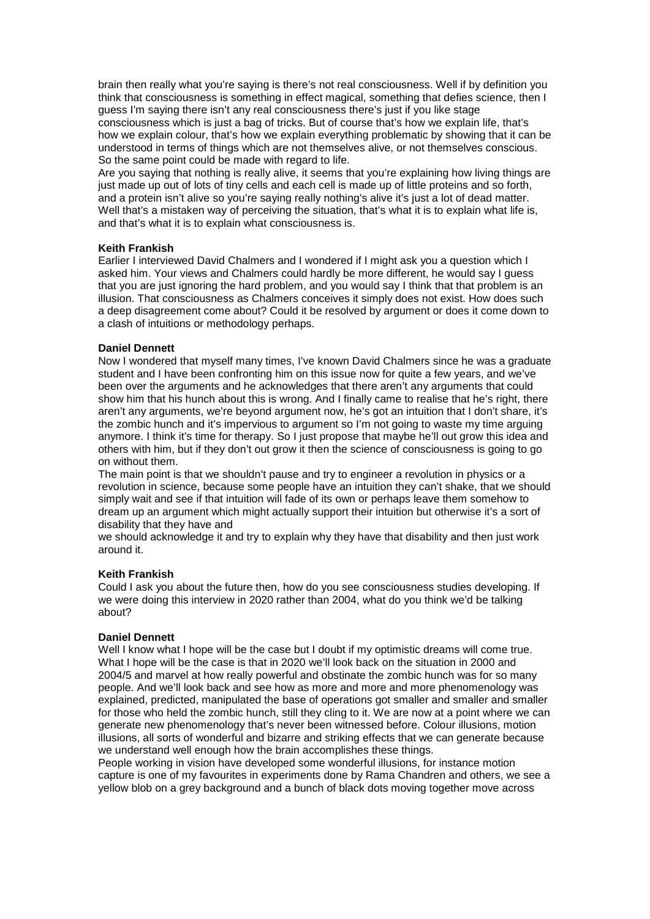brain then really what you're saying is there's not real consciousness. Well if by definition you think that consciousness is something in effect magical, something that defies science, then I guess I'm saying there isn't any real consciousness there's just if you like stage consciousness which is just a bag of tricks. But of course that's how we explain life, that's how we explain colour, that's how we explain everything problematic by showing that it can be understood in terms of things which are not themselves alive, or not themselves conscious. So the same point could be made with regard to life.
Are you saying that nothing is really alive, it seems that you're explaining how living things are just made up out of lots of tiny cells and each cell is made up of little proteins and so forth, and a protein isn't alive so you're saying really nothing's alive it's just a lot of dead matter. Well that's a mistaken way of perceiving the situation, that's what it is to explain what life is, and that's what it is to explain what consciousness is.

**Keith Frankish**
Earlier I interviewed David Chalmers and I wondered if I might ask you a question which I asked him. Your views and Chalmers could hardly be more different, he would say I guess that you are just ignoring the hard problem, and you would say I think that that problem is an illusion. That consciousness as Chalmers conceives it simply does not exist. How does such a deep disagreement come about? Could it be resolved by argument or does it come down to a clash of intuitions or methodology perhaps.

**Daniel Dennett**
Now I wondered that myself many times, I've known David Chalmers since he was a graduate student and I have been confronting him on this issue now for quite a few years, and we've been over the arguments and he acknowledges that there aren't any arguments that could show him that his hunch about this is wrong. And I finally came to realise that he's right, there aren't any arguments, we're beyond argument now, he's got an intuition that I don't share, it's the zombic hunch and it's impervious to argument so I'm not going to waste my time arguing anymore. I think it's time for therapy. So I just propose that maybe he'll out grow this idea and others with him, but if they don't out grow it then the science of consciousness is going to go on without them.
The main point is that we shouldn't pause and try to engineer a revolution in physics or a revolution in science, because some people have an intuition they can't shake, that we should simply wait and see if that intuition will fade of its own or perhaps leave them somehow to dream up an argument which might actually support their intuition but otherwise it's a sort of disability that they have and
we should acknowledge it and try to explain why they have that disability and then just work around it.

**Keith Frankish**
Could I ask you about the future then, how do you see consciousness studies developing. If we were doing this interview in 2020 rather than 2004, what do you think we'd be talking about?

**Daniel Dennett**
Well I know what I hope will be the case but I doubt if my optimistic dreams will come true. What I hope will be the case is that in 2020 we'll look back on the situation in 2000 and 2004/5 and marvel at how really powerful and obstinate the zombic hunch was for so many people. And we'll look back and see how as more and more and more phenomenology was explained, predicted, manipulated the base of operations got smaller and smaller and smaller for those who held the zombic hunch, still they cling to it. We are now at a point where we can generate new phenomenology that's never been witnessed before. Colour illusions, motion illusions, all sorts of wonderful and bizarre and striking effects that we can generate because we understand well enough how the brain accomplishes these things.
People working in vision have developed some wonderful illusions, for instance motion capture is one of my favourites in experiments done by Rama Chandren and others, we see a yellow blob on a grey background and a bunch of black dots moving together move across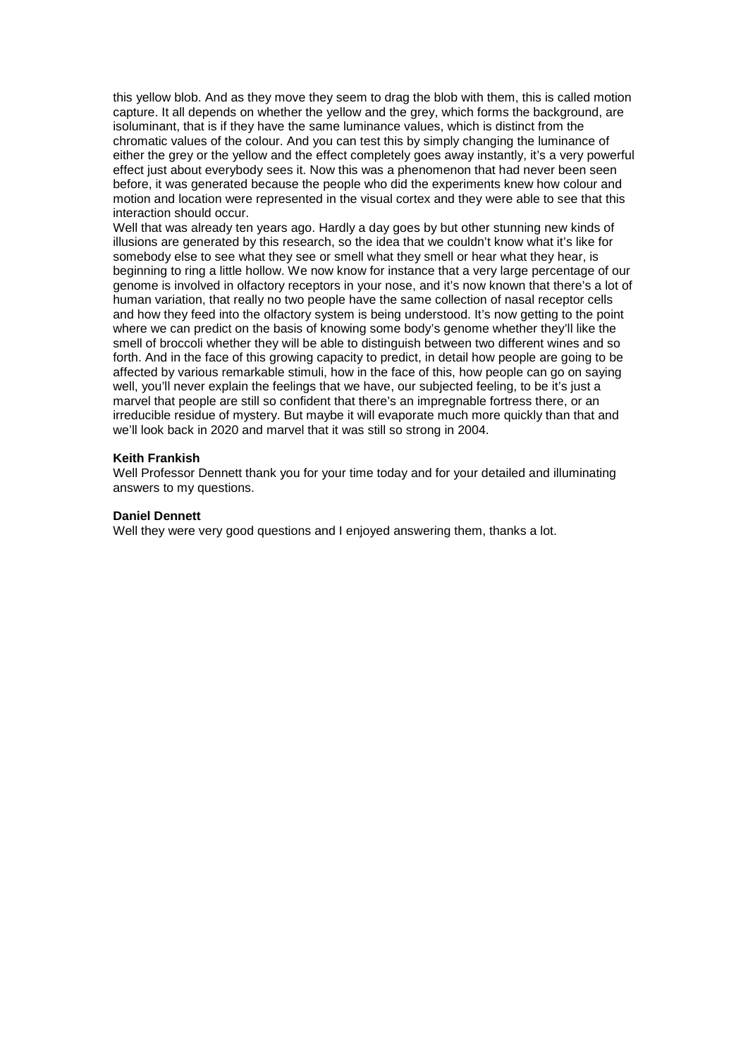this yellow blob. And as they move they seem to drag the blob with them, this is called motion capture. It all depends on whether the yellow and the grey, which forms the background, are isoluminant, that is if they have the same luminance values, which is distinct from the chromatic values of the colour. And you can test this by simply changing the luminance of either the grey or the yellow and the effect completely goes away instantly, it's a very powerful effect just about everybody sees it. Now this was a phenomenon that had never been seen before, it was generated because the people who did the experiments knew how colour and motion and location were represented in the visual cortex and they were able to see that this interaction should occur.

Well that was already ten years ago. Hardly a day goes by but other stunning new kinds of illusions are generated by this research, so the idea that we couldn't know what it's like for somebody else to see what they see or smell what they smell or hear what they hear, is beginning to ring a little hollow. We now know for instance that a very large percentage of our genome is involved in olfactory receptors in your nose, and it's now known that there's a lot of human variation, that really no two people have the same collection of nasal receptor cells and how they feed into the olfactory system is being understood. It's now getting to the point where we can predict on the basis of knowing some body's genome whether they'll like the smell of broccoli whether they will be able to distinguish between two different wines and so forth. And in the face of this growing capacity to predict, in detail how people are going to be affected by various remarkable stimuli, how in the face of this, how people can go on saying well, you'll never explain the feelings that we have, our subjected feeling, to be it's just a marvel that people are still so confident that there's an impregnable fortress there, or an irreducible residue of mystery. But maybe it will evaporate much more quickly than that and we'll look back in 2020 and marvel that it was still so strong in 2004.

**Keith Frankish**
Well Professor Dennett thank you for your time today and for your detailed and illuminating answers to my questions.

**Daniel Dennett**
Well they were very good questions and I enjoyed answering them, thanks a lot.